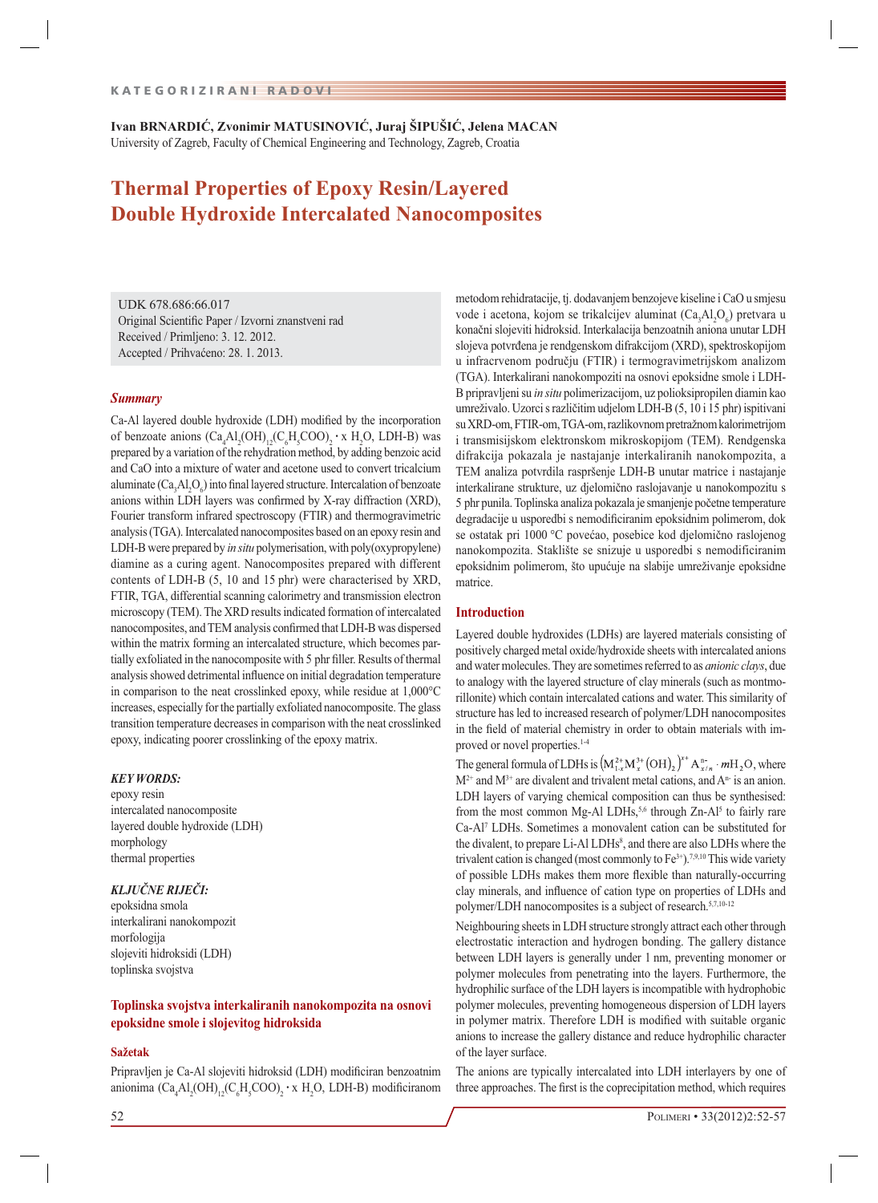KATEGORIZIRANI RADOVI

**Ivan BRNARDIĆ, Zvonimir MATUSINOVIĆ, Juraj ŠIPUŠIĆ, Jelena MACAN**
University of Zagreb, Faculty of Chemical Engineering and Technology, Zagreb, Croatia

# Thermal Properties of Epoxy Resin/Layered Double Hydroxide Intercalated Nanocomposites

UDK 678.686:66.017
Original Scientific Paper / Izvorni znanstveni rad
Received / Primljeno: 3. 12. 2012.
Accepted / Prihvaćeno: 28. 1. 2013.

### *Summary*

Ca-Al layered double hydroxide (LDH) modified by the incorporation of benzoate anions ($Ca_4Al_2(OH)_{12}(C_6H_5COO)_2 \cdot x\ H_2O$, LDH-B) was prepared by a variation of the rehydration method, by adding benzoic acid and CaO into a mixture of water and acetone used to convert tricalcium aluminate ($Ca_3Al_2O_6$) into final layered structure. Intercalation of benzoate anions within LDH layers was confirmed by X-ray diffraction (XRD), Fourier transform infrared spectroscopy (FTIR) and thermogravimetric analysis (TGA). Intercalated nanocomposites based on an epoxy resin and LDH-B were prepared by *in situ* polymerisation, with poly(oxypropylene) diamine as a curing agent. Nanocomposites prepared with different contents of LDH-B (5, 10 and 15 phr) were characterised by XRD, FTIR, TGA, differential scanning calorimetry and transmission electron microscopy (TEM). The XRD results indicated formation of intercalated nanocomposites, and TEM analysis confirmed that LDH-B was dispersed within the matrix forming an intercalated structure, which becomes partially exfoliated in the nanocomposite with 5 phr filler. Results of thermal analysis showed detrimental influence on initial degradation temperature in comparison to the neat crosslinked epoxy, while residue at 1,000°C increases, especially for the partially exfoliated nanocomposite. The glass transition temperature decreases in comparison with the neat crosslinked epoxy, indicating poorer crosslinking of the epoxy matrix.

#### *KEY WORDS:*

epoxy resin
intercalated nanocomposite
layered double hydroxide (LDH)
morphology
thermal properties

#### *KLJUČNE RIJEČI:*

epoksidna smola
interkalirani nanokompozit
morfologija
slojeviti hidroksidi (LDH)
toplinska svojstva

### Toplinska svojstva interkaliranih nanokompozita na osnovi epoksidne smole i slojevitog hidroksida

#### Sažetak

Pripravljen je Ca-Al slojeviti hidroksid (LDH) modificiran benzoatnim anionima ($Ca_4Al_2(OH)_{12}(C_6H_5COO)_2 \cdot x\ H_2O$, LDH-B) modificiranom metodom rehidratacije, tj. dodavanjem benzojeve kiseline i CaO u smjesu vode i acetona, kojom se trikalcijev aluminat ($Ca_3Al_2O_6$) pretvara u konačni slojeviti hidroksid. Interkalacija benzoatnih aniona unutar LDH slojeva potvrđena je rendgenskom difrakcijom (XRD), spektroskopijom u infracrvenom području (FTIR) i termogravimetrijskom analizom (TGA). Interkalirani nanokompoziti na osnovi epoksidne smole i LDH-B pripravljeni su *in situ* polimerizacijom, uz polioksipropilen diamin kao umreživalo. Uzorci s različitim udjelom LDH-B (5, 10 i 15 phr) ispitivani su XRD-om, FTIR-om, TGA-om, razlikovnom pretražnom kalorimetrijom i transmisijskom elektronskom mikroskopijom (TEM). Rendgenska difrakcija pokazala je nastajanje interkaliranih nanokompozita, a TEM analiza potvrdila raspršenje LDH-B unutar matrice i nastajanje interkalirane strukture, uz djelomično raslojavanje u nanokompozitu s 5 phr punila. Toplinska analiza pokazala je smanjenje početne temperature degradacije u usporedbi s nemodificiranim epoksidnim polimerom, dok se ostatak pri 1000 °C povećao, posebice kod djelomično raslojenog nanokompozita. Staklište se snizuje u usporedbi s nemodificiranim epoksidnim polimerom, što upućuje na slabije umreživanje epoksidne matrice.

## Introduction

Layered double hydroxides (LDHs) are layered materials consisting of positively charged metal oxide/hydroxide sheets with intercalated anions and water molecules. They are sometimes referred to as *anionic clays*, due to analogy with the layered structure of clay minerals (such as montmorillonite) which contain intercalated cations and water. This similarity of structure has led to increased research of polymer/LDH nanocomposites in the field of material chemistry in order to obtain materials with improved or novel properties.[1-4]

The general formula of LDHs is $\left(M^{2+}_{1-x}M^{3+}_{x}(OH)_2\right)^{x+}A^{n-}_{x/n}\cdot mH_2O$, where $M^{2+}$ and $M^{3+}$ are divalent and trivalent metal cations, and $A^{n-}$ is an anion. LDH layers of varying chemical composition can thus be synthesised: from the most common Mg-Al LDHs,[5,6] through Zn-Al[5] to fairly rare Ca-Al[7] LDHs. Sometimes a monovalent cation can be substituted for the divalent, to prepare Li-Al LDHs[8], and there are also LDHs where the trivalent cation is changed (most commonly to $Fe^{3+}$).[7,9,10] This wide variety of possible LDHs makes them more flexible than naturally-occurring clay minerals, and influence of cation type on properties of LDHs and polymer/LDH nanocomposites is a subject of research.[5,7,10-12]

Neighbouring sheets in LDH structure strongly attract each other through electrostatic interaction and hydrogen bonding. The gallery distance between LDH layers is generally under 1 nm, preventing monomer or polymer molecules from penetrating into the layers. Furthermore, the hydrophilic surface of the LDH layers is incompatible with hydrophobic polymer molecules, preventing homogeneous dispersion of LDH layers in polymer matrix. Therefore LDH is modified with suitable organic anions to increase the gallery distance and reduce hydrophilic character of the layer surface.

The anions are typically intercalated into LDH interlayers by one of three approaches. The first is the coprecipitation method, which requires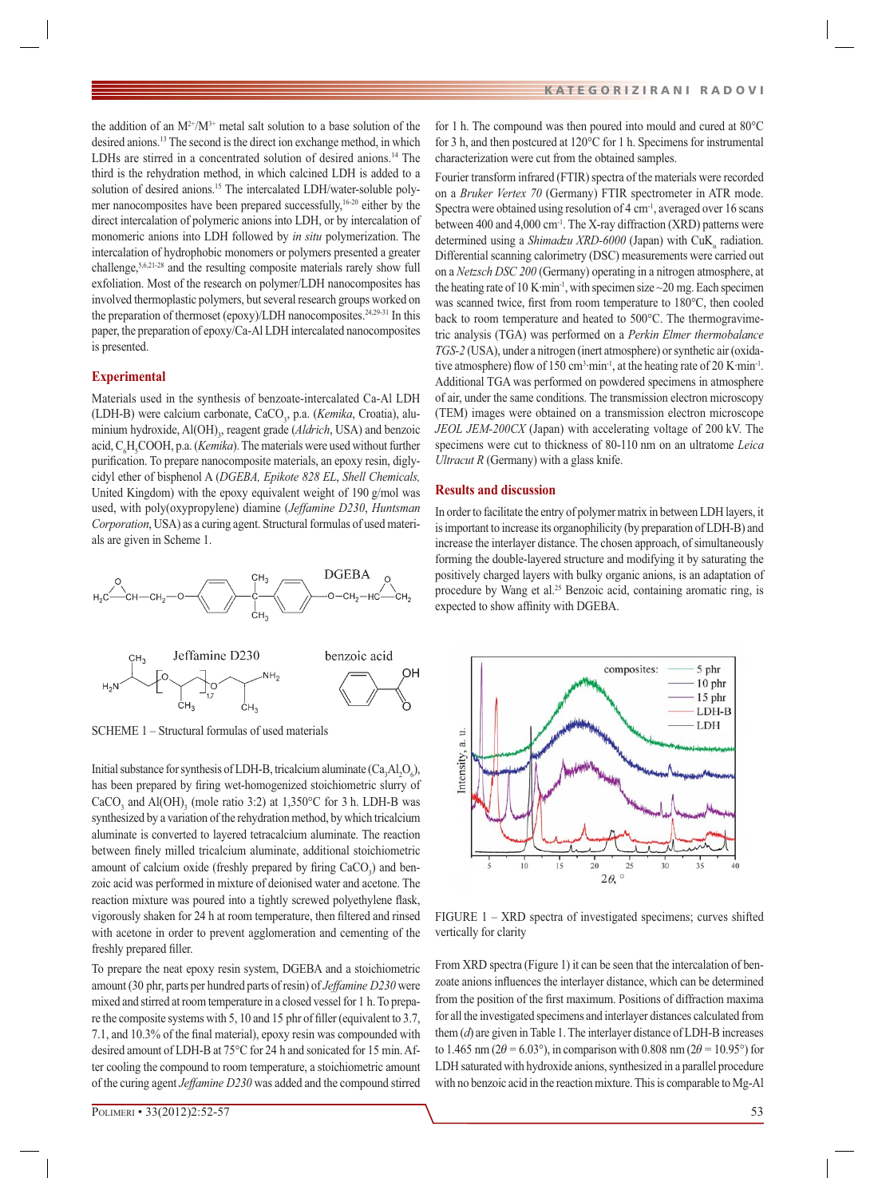the addition of an $M^{2+}/M^{3+}$ metal salt solution to a base solution of the desired anions.[13] The second is the direct ion exchange method, in which LDHs are stirred in a concentrated solution of desired anions.[14] The third is the rehydration method, in which calcined LDH is added to a solution of desired anions.[15] The intercalated LDH/water-soluble polymer nanocomposites have been prepared successfully,[16-20] either by the direct intercalation of polymeric anions into LDH, or by intercalation of monomeric anions into LDH followed by *in situ* polymerization. The intercalation of hydrophobic monomers or polymers presented a greater challenge,[5,6,21-28] and the resulting composite materials rarely show full exfoliation. Most of the research on polymer/LDH nanocomposites has involved thermoplastic polymers, but several research groups worked on the preparation of thermoset (epoxy)/LDH nanocomposites.[24,29-31] In this paper, the preparation of epoxy/Ca-Al LDH intercalated nanocomposites is presented.

## Experimental

Materials used in the synthesis of benzoate-intercalated Ca-Al LDH (LDH-B) were calcium carbonate, $CaCO_3$, p.a. (*Kemika*, Croatia), aluminium hydroxide, $Al(OH)_3$, reagent grade (*Aldrich*, USA) and benzoic acid, $C_6H_5COOH$, p.a. (*Kemika*). The materials were used without further purification. To prepare nanocomposite materials, an epoxy resin, diglycidyl ether of bisphenol A (*DGEBA, Epikote 828 EL*, *Shell Chemicals,* United Kingdom) with the epoxy equivalent weight of 190 g/mol was used, with poly(oxypropylene) diamine (*Jeffamine D230*, *Huntsman Corporation*, USA) as a curing agent. Structural formulas of used materials are given in Scheme 1.

SCHEME 1 – Structural formulas of used materials

Initial substance for synthesis of LDH-B, tricalcium aluminate ($Ca_3Al_2O_6$), has been prepared by firing wet-homogenized stoichiometric slurry of $CaCO_3$ and $Al(OH)_3$ (mole ratio 3:2) at 1,350°C for 3 h. LDH-B was synthesized by a variation of the rehydration method, by which tricalcium aluminate is converted to layered tetracalcium aluminate. The reaction between finely milled tricalcium aluminate, additional stoichiometric amount of calcium oxide (freshly prepared by firing $CaCO_3$) and benzoic acid was performed in mixture of deionised water and acetone. The reaction mixture was poured into a tightly screwed polyethylene flask, vigorously shaken for 24 h at room temperature, then filtered and rinsed with acetone in order to prevent agglomeration and cementing of the freshly prepared filler.

To prepare the neat epoxy resin system, DGEBA and a stoichiometric amount (30 phr, parts per hundred parts of resin) of *Jeffamine D230* were mixed and stirred at room temperature in a closed vessel for 1 h. To prepare the composite systems with 5, 10 and 15 phr of filler (equivalent to 3.7, 7.1, and 10.3% of the final material), epoxy resin was compounded with desired amount of LDH-B at 75°C for 24 h and sonicated for 15 min. After cooling the compound to room temperature, a stoichiometric amount of the curing agent *Jeffamine D230* was added and the compound stirred for 1 h. The compound was then poured into mould and cured at 80°C for 3 h, and then postcured at 120°C for 1 h. Specimens for instrumental characterization were cut from the obtained samples.

Fourier transform infrared (FTIR) spectra of the materials were recorded on a *Bruker Vertex 70* (Germany) FTIR spectrometer in ATR mode. Spectra were obtained using resolution of 4 $cm^{-1}$, averaged over 16 scans between 400 and 4,000 $cm^{-1}$. The X-ray diffraction (XRD) patterns were determined using a *Shimadzu XRD-6000* (Japan) with $CuK_\alpha$ radiation. Differential scanning calorimetry (DSC) measurements were carried out on a *Netzsch DSC 200* (Germany) operating in a nitrogen atmosphere, at the heating rate of 10 K·min$^{-1}$, with specimen size ~20 mg. Each specimen was scanned twice, first from room temperature to 180°C, then cooled back to room temperature and heated to 500°C. The thermogravimetric analysis (TGA) was performed on a *Perkin Elmer thermobalance TGS-2* (USA), under a nitrogen (inert atmosphere) or synthetic air (oxidative atmosphere) flow of 150 $cm^3$·min$^{-1}$, at the heating rate of 20 K·min$^{-1}$. Additional TGA was performed on powdered specimens in atmosphere of air, under the same conditions. The transmission electron microscopy (TEM) images were obtained on a transmission electron microscope *JEOL JEM-200CX* (Japan) with accelerating voltage of 200 kV. The specimens were cut to thickness of 80-110 nm on an ultratome *Leica Ultracut R* (Germany) with a glass knife.

## Results and discussion

In order to facilitate the entry of polymer matrix in between LDH layers, it is important to increase its organophilicity (by preparation of LDH-B) and increase the interlayer distance. The chosen approach, of simultaneously forming the double-layered structure and modifying it by saturating the positively charged layers with bulky organic anions, is an adaptation of procedure by Wang et al.[25] Benzoic acid, containing aromatic ring, is expected to show affinity with DGEBA.

FIGURE 1 – XRD spectra of investigated specimens; curves shifted vertically for clarity

From XRD spectra (Figure 1) it can be seen that the intercalation of benzoate anions influences the interlayer distance, which can be determined from the position of the first maximum. Positions of diffraction maxima for all the investigated specimens and interlayer distances calculated from them ($d$) are given in Table 1. The interlayer distance of LDH-B increases to 1.465 nm ($2\theta$ = 6.03°), in comparison with 0.808 nm ($2\theta$ = 10.95°) for LDH saturated with hydroxide anions, synthesized in a parallel procedure with no benzoic acid in the reaction mixture. This is comparable to Mg-Al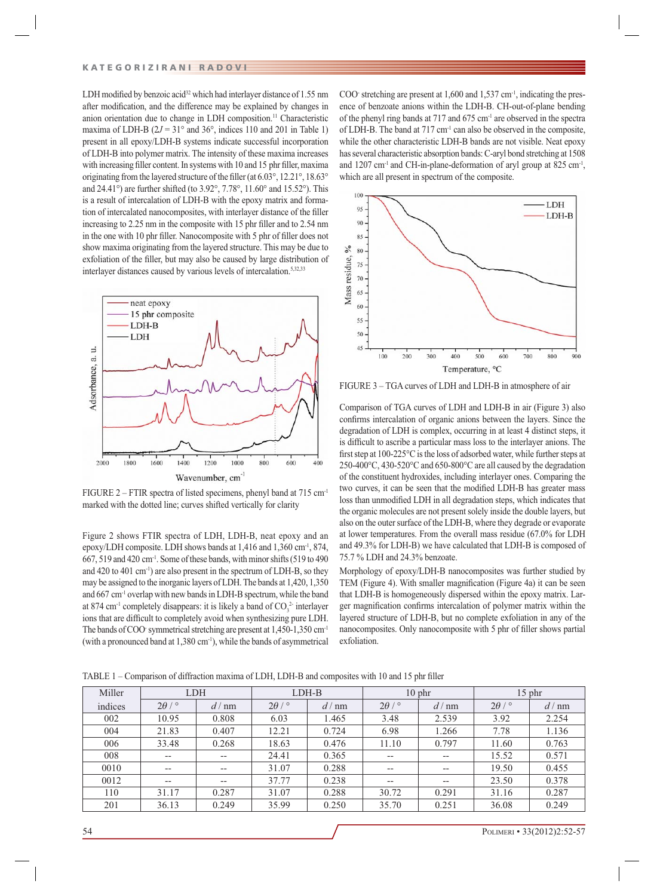LDH modified by benzoic acid[32] which had interlayer distance of 1.55 nm after modification, and the difference may be explained by changes in anion orientation due to change in LDH composition.[11] Characteristic maxima of LDH-B ($2J$ = 31° and 36°, indices 110 and 201 in Table 1) present in all epoxy/LDH-B systems indicate successful incorporation of LDH-B into polymer matrix. The intensity of these maxima increases with increasing filler content. In systems with 10 and 15 phr filler, maxima originating from the layered structure of the filler (at 6.03°, 12.21°, 18.63° and 24.41°) are further shifted (to 3.92°, 7.78°, 11.60° and 15.52°). This is a result of intercalation of LDH-B with the epoxy matrix and formation of intercalated nanocomposites, with interlayer distance of the filler increasing to 2.25 nm in the composite with 15 phr filler and to 2.54 nm in the one with 10 phr filler. Nanocomposite with 5 phr of filler does not show maxima originating from the layered structure. This may be due to exfoliation of the filler, but may also be caused by large distribution of interlayer distances caused by various levels of intercalation.[5,32,33]

FIGURE 2 – FTIR spectra of listed specimens, phenyl band at 715 cm$^{-1}$ marked with the dotted line; curves shifted vertically for clarity

Figure 2 shows FTIR spectra of LDH, LDH-B, neat epoxy and an epoxy/LDH composite. LDH shows bands at 1,416 and 1,360 cm$^{-1}$, 874, 667, 519 and 420 cm$^{-1}$. Some of these bands, with minor shifts (519 to 490 and 420 to 401 cm$^{-1}$) are also present in the spectrum of LDH-B, so they may be assigned to the inorganic layers of LDH. The bands at 1,420, 1,350 and 667 cm$^{-1}$ overlap with new bands in LDH-B spectrum, while the band at 874 cm$^{-1}$ completely disappears: it is likely a band of $CO_3^{2-}$ interlayer ions that are difficult to completely avoid when synthesizing pure LDH. The bands of $COO^-$ symmetrical stretching are present at 1,450-1,350 cm$^{-1}$ (with a pronounced band at 1,380 cm$^{-1}$), while the bands of asymmetrical $COO^-$ stretching are present at 1,600 and 1,537 cm$^{-1}$, indicating the presence of benzoate anions within the LDH-B. CH-out-of-plane bending of the phenyl ring bands at 717 and 675 cm$^{-1}$ are observed in the spectra of LDH-B. The band at 717 cm$^{-1}$ can also be observed in the composite, while the other characteristic LDH-B bands are not visible. Neat epoxy has several characteristic absorption bands: C-aryl bond stretching at 1508 and 1207 cm$^{-1}$ and CH-in-plane-deformation of aryl group at 825 cm$^{-1}$, which are all present in spectrum of the composite.

FIGURE 3 – TGA curves of LDH and LDH-B in atmosphere of air

Comparison of TGA curves of LDH and LDH-B in air (Figure 3) also confirms intercalation of organic anions between the layers. Since the degradation of LDH is complex, occurring in at least 4 distinct steps, it is difficult to ascribe a particular mass loss to the interlayer anions. The first step at 100-225°C is the loss of adsorbed water, while further steps at 250-400°C, 430-520°C and 650-800°C are all caused by the degradation of the constituent hydroxides, including interlayer ones. Comparing the two curves, it can be seen that the modified LDH-B has greater mass loss than unmodified LDH in all degradation steps, which indicates that the organic molecules are not present solely inside the double layers, but also on the outer surface of the LDH-B, where they degrade or evaporate at lower temperatures. From the overall mass residue (67.0% for LDH and 49.3% for LDH-B) we have calculated that LDH-B is composed of 75.7 % LDH and 24.3% benzoate.

Morphology of epoxy/LDH-B nanocomposites was further studied by TEM (Figure 4). With smaller magnification (Figure 4a) it can be seen that LDH-B is homogeneously dispersed within the epoxy matrix. Larger magnification confirms intercalation of polymer matrix within the layered structure of LDH-B, but no complete exfoliation in any of the nanocomposites. Only nanocomposite with 5 phr of filler shows partial exfoliation.

TABLE 1 – Comparison of diffraction maxima of LDH, LDH-B and composites with 10 and 15 phr filler

| Miller indices | LDH | | LDH-B | | 10 phr | | 15 phr | |
|---|---|---|---|---|---|---|---|---|
| | $2\theta$ / ° | $d$ / nm | $2\theta$ / ° | $d$ / nm | $2\theta$ / ° | $d$ / nm | $2\theta$ / ° | $d$ / nm |
| 002 | 10.95 | 0.808 | 6.03 | 1.465 | 3.48 | 2.539 | 3.92 | 2.254 |
| 004 | 21.83 | 0.407 | 12.21 | 0.724 | 6.98 | 1.266 | 7.78 | 1.136 |
| 006 | 33.48 | 0.268 | 18.63 | 0.476 | 11.10 | 0.797 | 11.60 | 0.763 |
| 008 | -- | -- | 24.41 | 0.365 | -- | -- | 15.52 | 0.571 |
| 0010 | -- | -- | 31.07 | 0.288 | -- | -- | 19.50 | 0.455 |
| 0012 | -- | -- | 37.77 | 0.238 | -- | -- | 23.50 | 0.378 |
| 110 | 31.17 | 0.287 | 31.07 | 0.288 | 30.72 | 0.291 | 31.16 | 0.287 |
| 201 | 36.13 | 0.249 | 35.99 | 0.250 | 35.70 | 0.251 | 36.08 | 0.249 |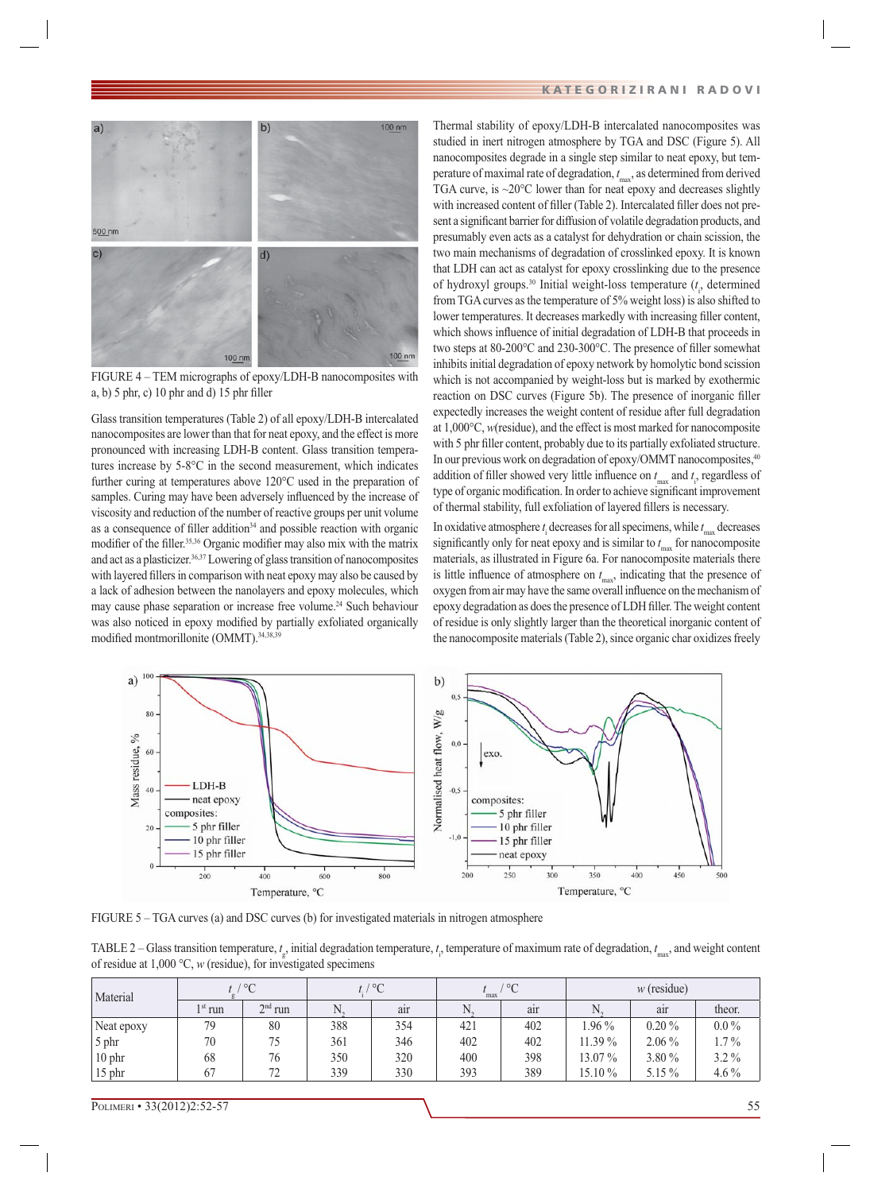FIGURE 4 – TEM micrographs of epoxy/LDH-B nanocomposites with a, b) 5 phr, c) 10 phr and d) 15 phr filler

Glass transition temperatures (Table 2) of all epoxy/LDH-B intercalated nanocomposites are lower than that for neat epoxy, and the effect is more pronounced with increasing LDH-B content. Glass transition temperatures increase by 5-8°C in the second measurement, which indicates further curing at temperatures above 120°C used in the preparation of samples. Curing may have been adversely influenced by the increase of viscosity and reduction of the number of reactive groups per unit volume as a consequence of filler addition[34] and possible reaction with organic modifier of the filler.[35,36] Organic modifier may also mix with the matrix and act as a plasticizer.[36,37] Lowering of glass transition of nanocomposites with layered fillers in comparison with neat epoxy may also be caused by a lack of adhesion between the nanolayers and epoxy molecules, which may cause phase separation or increase free volume.[24] Such behaviour was also noticed in epoxy modified by partially exfoliated organically modified montmorillonite (OMMT).[34,38,39]

Thermal stability of epoxy/LDH-B intercalated nanocomposites was studied in inert nitrogen atmosphere by TGA and DSC (Figure 5). All nanocomposites degrade in a single step similar to neat epoxy, but temperature of maximal rate of degradation, $t_{max}$, as determined from derived TGA curve, is ~20°C lower than for neat epoxy and decreases slightly with increased content of filler (Table 2). Intercalated filler does not present a significant barrier for diffusion of volatile degradation products, and presumably even acts as a catalyst for dehydration or chain scission, the two main mechanisms of degradation of crosslinked epoxy. It is known that LDH can act as catalyst for epoxy crosslinking due to the presence of hydroxyl groups.[30] Initial weight-loss temperature ($t_i$, determined from TGA curves as the temperature of 5% weight loss) is also shifted to lower temperatures. It decreases markedly with increasing filler content, which shows influence of initial degradation of LDH-B that proceeds in two steps at 80-200°C and 230-300°C. The presence of filler somewhat inhibits initial degradation of epoxy network by homolytic bond scission which is not accompanied by weight-loss but is marked by exothermic reaction on DSC curves (Figure 5b). The presence of inorganic filler expectedly increases the weight content of residue after full degradation at 1,000°C, *w*(residue), and the effect is most marked for nanocomposite with 5 phr filler content, probably due to its partially exfoliated structure. In our previous work on degradation of epoxy/OMMT nanocomposites,[40] addition of filler showed very little influence on $t_{max}$ and $t_i$, regardless of type of organic modification. In order to achieve significant improvement of thermal stability, full exfoliation of layered fillers is necessary.

In oxidative atmosphere $t_i$ decreases for all specimens, while $t_{max}$ decreases significantly only for neat epoxy and is similar to $t_{max}$ for nanocomposite materials, as illustrated in Figure 6a. For nanocomposite materials there is little influence of atmosphere on $t_{max}$, indicating that the presence of oxygen from air may have the same overall influence on the mechanism of epoxy degradation as does the presence of LDH filler. The weight content of residue is only slightly larger than the theoretical inorganic content of the nanocomposite materials (Table 2), since organic char oxidizes freely

FIGURE 5 – TGA curves (a) and DSC curves (b) for investigated materials in nitrogen atmosphere

TABLE 2 – Glass transition temperature, $t_g$, initial degradation temperature, $t_i$, temperature of maximum rate of degradation, $t_{max}$, and weight content of residue at 1,000 °C, *w* (residue), for investigated specimens

| Material | $t_g$ / °C | | $t_i$ / °C | | $t_{max}$ / °C | | *w* (residue) | | |
|---|---|---|---|---|---|---|---|---|---|
| | 1st run | 2nd run | $N_2$ | air | $N_2$ | air | $N_2$ | air | theor. |
| Neat epoxy | 79 | 80 | 388 | 354 | 421 | 402 | 1.96 % | 0.20 % | 0.0 % |
| 5 phr | 70 | 75 | 361 | 346 | 402 | 402 | 11.39 % | 2.06 % | 1.7 % |
| 10 phr | 68 | 76 | 350 | 320 | 400 | 398 | 13.07 % | 3.80 % | 3.2 % |
| 15 phr | 67 | 72 | 339 | 330 | 393 | 389 | 15.10 % | 5.15 % | 4.6 % |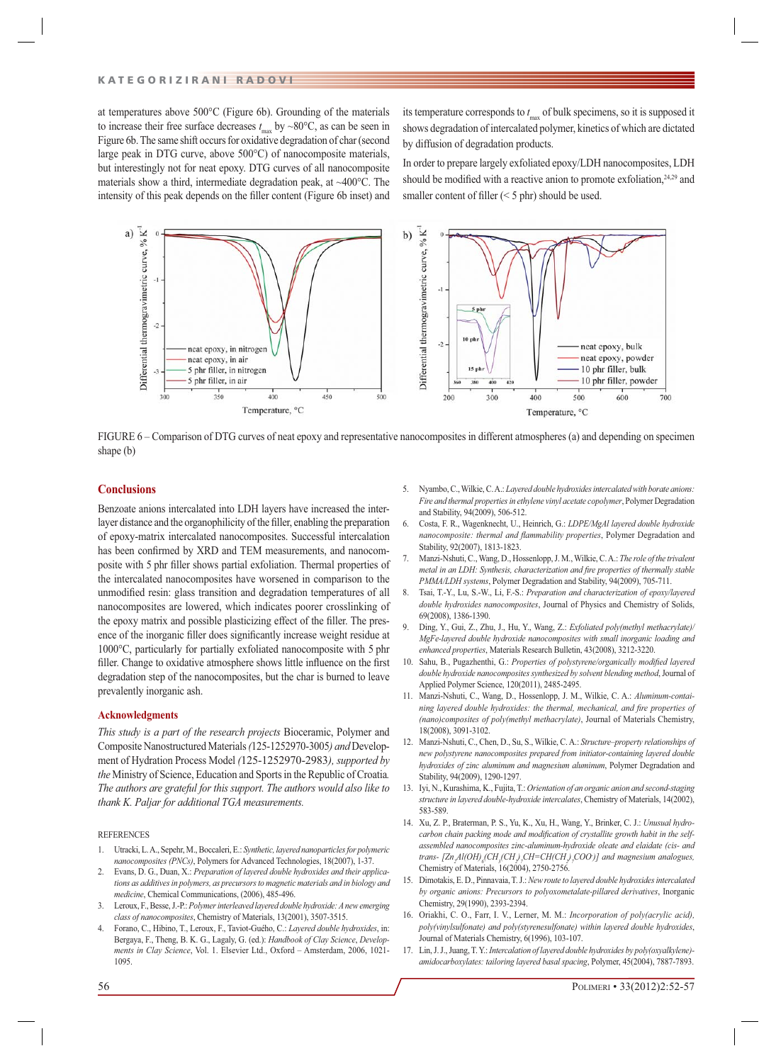at temperatures above 500°C (Figure 6b). Grounding of the materials to increase their free surface decreases $t_{max}$ by ~80°C, as can be seen in Figure 6b. The same shift occurs for oxidative degradation of char (second large peak in DTG curve, above 500°C) of nanocomposite materials, but interestingly not for neat epoxy. DTG curves of all nanocomposite materials show a third, intermediate degradation peak, at ~400°C. The intensity of this peak depends on the filler content (Figure 6b inset) and its temperature corresponds to $t_{max}$ of bulk specimens, so it is supposed it shows degradation of intercalated polymer, kinetics of which are dictated by diffusion of degradation products.

In order to prepare largely exfoliated epoxy/LDH nanocomposites, LDH should be modified with a reactive anion to promote exfoliation,[24,29] and smaller content of filler (< 5 phr) should be used.

FIGURE 6 – Comparison of DTG curves of neat epoxy and representative nanocomposites in different atmospheres (a) and depending on specimen shape (b)

## Conclusions

Benzoate anions intercalated into LDH layers have increased the interlayer distance and the organophilicity of the filler, enabling the preparation of epoxy-matrix intercalated nanocomposites. Successful intercalation has been confirmed by XRD and TEM measurements, and nanocomposite with 5 phr filler shows partial exfoliation. Thermal properties of the intercalated nanocomposites have worsened in comparison to the unmodified resin: glass transition and degradation temperatures of all nanocomposites are lowered, which indicates poorer crosslinking of the epoxy matrix and possible plasticizing effect of the filler. The presence of the inorganic filler does significantly increase weight residue at 1000°C, particularly for partially exfoliated nanocomposite with 5 phr filler. Change to oxidative atmosphere shows little influence on the first degradation step of the nanocomposites, but the char is burned to leave prevalently inorganic ash.

### Acknowledgments

*This study is a part of the research projects* Bioceramic, Polymer and Composite Nanostructured Materials *(*125-1252970-3005*) and* Development of Hydration Process Model *(*125-1252970-2983*), supported by the* Ministry of Science, Education and Sports in the Republic of Croatia*. The authors are grateful for this support. The authors would also like to thank K. Paljar for additional TGA measurements.*

REFERENCES

1. Utracki, L. A., Sepehr, M., Boccaleri, E.: *Synthetic, layered nanoparticles for polymeric nanocomposites (PNCs)*, Polymers for Advanced Technologies, 18(2007), 1-37.
2. Evans, D. G., Duan, X.: *Preparation of layered double hydroxides and their applications as additives in polymers, as precursors to magnetic materials and in biology and medicine*, Chemical Communications, (2006), 485-496.
3. Leroux, F., Besse, J.-P.: *Polymer interleaved layered double hydroxide: A new emerging class of nanocomposites*, Chemistry of Materials, 13(2001), 3507-3515.
4. Forano, C., Hibino, T., Leroux, F., Taviot-Guého, C.: *Layered double hydroxides*, in: Bergaya, F., Theng, B. K. G., Lagaly, G. (ed.): *Handbook of Clay Science*, *Developments in Clay Science*, Vol. 1. Elsevier Ltd., Oxford – Amsterdam, 2006, 1021-1095.
5. Nyambo, C., Wilkie, C. A.: *Layered double hydroxides intercalated with borate anions: Fire and thermal properties in ethylene vinyl acetate copolymer*, Polymer Degradation and Stability, 94(2009), 506-512.
6. Costa, F. R., Wagenknecht, U., Heinrich, G.: *LDPE/MgAl layered double hydroxide nanocomposite: thermal and flammability properties*, Polymer Degradation and Stability, 92(2007), 1813-1823.
7. Manzi-Nshuti, C., Wang, D., Hossenlopp, J. M., Wilkie, C. A.: *The role of the trivalent metal in an LDH: Synthesis, characterization and fire properties of thermally stable PMMA/LDH systems*, Polymer Degradation and Stability, 94(2009), 705-711.
8. Tsai, T.-Y., Lu, S.-W., Li, F.-S.: *Preparation and characterization of epoxy/layered double hydroxides nanocomposites*, Journal of Physics and Chemistry of Solids, 69(2008), 1386-1390.
9. Ding, Y., Gui, Z., Zhu, J., Hu, Y., Wang, Z.: *Exfoliated poly(methyl methacrylate)/MgFe-layered double hydroxide nanocomposites with small inorganic loading and enhanced properties*, Materials Research Bulletin, 43(2008), 3212-3220.
10. Sahu, B., Pugazhenthi, G.: *Properties of polystyrene/organically modified layered double hydroxide nanocomposites synthesized by solvent blending method*, Journal of Applied Polymer Science, 120(2011), 2485-2495.
11. Manzi-Nshuti, C., Wang, D., Hossenlopp, J. M., Wilkie, C. A.: *Aluminum-containing layered double hydroxides: the thermal, mechanical, and fire properties of (nano)composites of poly(methyl methacrylate)*, Journal of Materials Chemistry, 18(2008), 3091-3102.
12. Manzi-Nshuti, C., Chen, D., Su, S., Wilkie, C. A.: *Structure–property relationships of new polystyrene nanocomposites prepared from initiator-containing layered double hydroxides of zinc aluminum and magnesium aluminum*, Polymer Degradation and Stability, 94(2009), 1290-1297.
13. Iyi, N., Kurashima, K., Fujita, T.: *Orientation of an organic anion and second-staging structure in layered double-hydroxide intercalates*, Chemistry of Materials, 14(2002), 583-589.
14. Xu, Z. P., Braterman, P. S., Yu, K., Xu, H., Wang, Y., Brinker, C. J.: *Unusual hydrocarbon chain packing mode and modification of crystallite growth habit in the self-assembled nanocomposites zinc-aluminum-hydroxide oleate and elaidate (cis- and trans- [$Zn_2Al(OH)_6(CH_2(CH_2)_7CH=CH(CH_2)_7COO^-)$] and magnesium analogues*, Chemistry of Materials, 16(2004), 2750-2756.
15. Dimotakis, E. D., Pinnavaia, T. J.: *New route to layered double hydroxides intercalated by organic anions: Precursors to polyoxometalate-pillared derivatives*, Inorganic Chemistry, 29(1990), 2393-2394.
16. Oriakhi, C. O., Farr, I. V., Lerner, M. M.: *Incorporation of poly(acrylic acid), poly(vinylsulfonate) and poly(styrenesulfonate) within layered double hydroxides*, Journal of Materials Chemistry, 6(1996), 103-107.
17. Lin, J. J., Juang, T. Y.: *Intercalation of layered double hydroxides by poly(oxyalkylene)-amidocarboxylates: tailoring layered basal spacing*, Polymer, 45(2004), 7887-7893.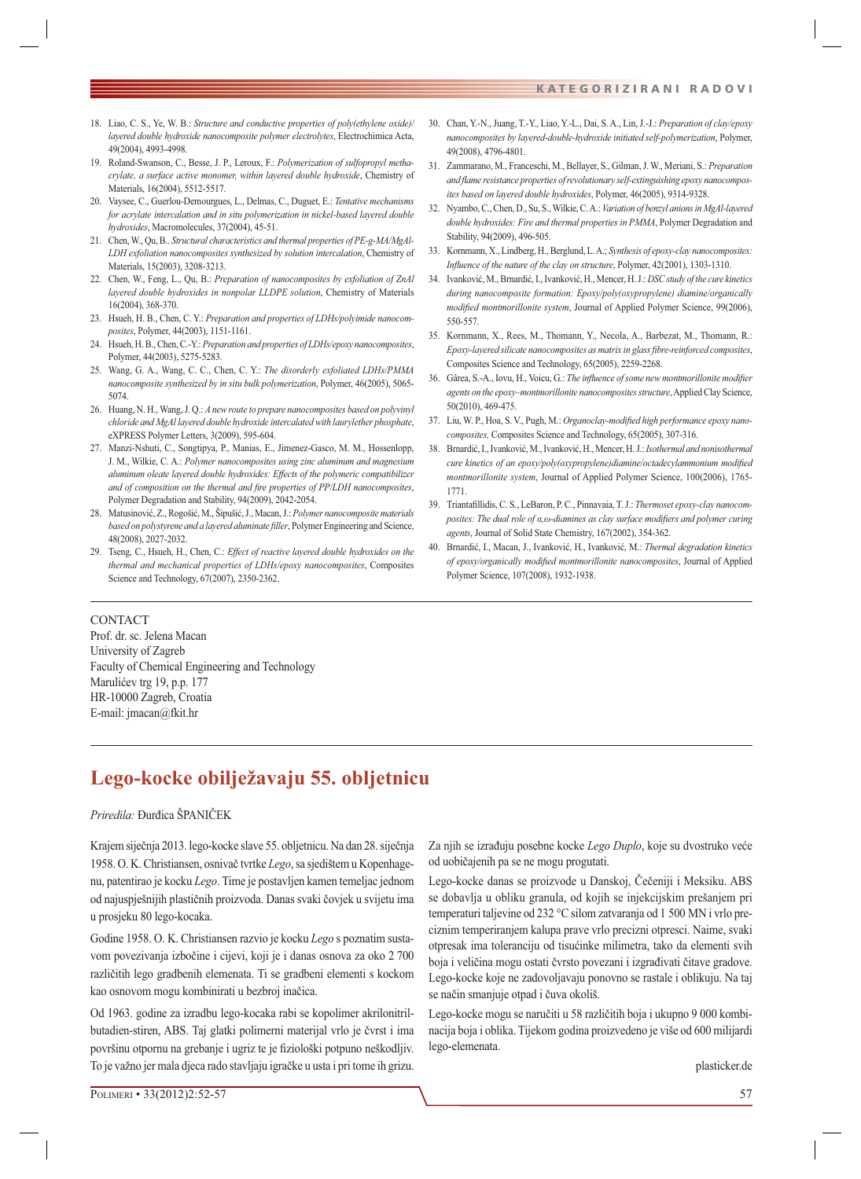18. Liao, C. S., Ye, W. B.: *Structure and conductive properties of poly(ethylene oxide)/layered double hydroxide nanocomposite polymer electrolytes*, Electrochimica Acta, 49(2004), 4993-4998.
19. Roland-Swanson, C., Besse, J. P., Leroux, F.: *Polymerization of sulfopropyl methacrylate, a surface active monomer, within layered double hydroxide*, Chemistry of Materials, 16(2004), 5512-5517.
20. Vaysee, C., Guerlou-Demourgues, L., Delmas, C., Duguet, E.: *Tentative mechanisms for acrylate intercalation and in situ polymerization in nickel-based layered double hydroxides*, Macromolecules, 37(2004), 45-51.
21. Chen, W., Qu, B.: *Structural characteristics and thermal properties of PE-g-MA/MgAl-LDH exfoliation nanocomposites synthesized by solution intercalation*, Chemistry of Materials, 15(2003), 3208-3213.
22. Chen, W., Feng, L., Qu, B.: *Preparation of nanocomposites by exfoliation of ZnAl layered double hydroxides in nonpolar LLDPE solution*, Chemistry of Materials 16(2004), 368-370.
23. Hsueh, H. B., Chen, C. Y.: *Preparation and properties of LDHs/polyimide nanocomposites*, Polymer, 44(2003), 1151-1161.
24. Hsueh, H. B., Chen, C.-Y.: *Preparation and properties of LDHs/epoxy nanocomposites*, Polymer, 44(2003), 5275-5283.
25. Wang, G. A., Wang, C. C., Chen, C. Y.: *The disorderly exfoliated LDHs/PMMA nanocomposite synthesized by in situ bulk polymerization*, Polymer, 46(2005), 5065-5074.
26. Huang, N. H., Wang, J. Q.: *A new route to prepare nanocomposites based on polyvinyl chloride and MgAl layered double hydroxide intercalated with laurylether phosphate*, eXPRESS Polymer Letters, 3(2009), 595-604.
27. Manzi-Nshuti, C., Songtipya, P., Manias, E., Jimenez-Gasco, M. M., Hossenlopp, J. M., Wilkie, C. A.: *Polymer nanocomposites using zinc aluminum and magnesium aluminum oleate layered double hydroxides: Effects of the polymeric compatibilizer and of composition on the thermal and fire properties of PP/LDH nanocomposites*, Polymer Degradation and Stability, 94(2009), 2042-2054.
28. Matusinović, Z., Rogošić, M., Šipušić, J., Macan, J.: *Polymer nanocomposite materials based on polystyrene and a layered aluminate filler*, Polymer Engineering and Science, 48(2008), 2027-2032.
29. Tseng, C., Hsueh, H., Chen, C.: *Effect of reactive layered double hydroxides on the thermal and mechanical properties of LDHs/epoxy nanocomposites*, Composites Science and Technology, 67(2007), 2350-2362.
30. Chan, Y.-N., Juang, T.-Y., Liao, Y.-L., Dai, S. A., Lin, J.-J.: *Preparation of clay/epoxy nanocomposites by layered-double-hydroxide initiated self-polymerization*, Polymer, 49(2008), 4796-4801.
31. Zammarano, M., Franceschi, M., Bellayer, S., Gilman, J. W., Meriani, S.: *Preparation and flame resistance properties of revolutionary self-extinguishing epoxy nanocomposites based on layered double hydroxides*, Polymer, 46(2005), 9314-9328.
32. Nyambo, C., Chen, D., Su, S., Wilkie, C. A.: *Variation of benzyl anions in MgAl-layered double hydroxides: Fire and thermal properties in PMMA*, Polymer Degradation and Stability, 94(2009), 496-505.
33. Kornmann, X., Lindberg, H., Berglund, L. A.; *Synthesis of epoxy-clay nanocomposites: Influence of the nature of the clay on structure*, Polymer, 42(2001), 1303-1310.
34. Ivanković, M., Brnardić, I., Ivanković, H., Mencer, H. J.: *DSC study of the cure kinetics during nanocomposite formation: Epoxy/poly(oxypropylene) diamine/organically modified montmorillonite system*, Journal of Applied Polymer Science, 99(2006), 550-557.
35. Kornmann, X., Rees, M., Thomann, Y., Necola, A., Barbezat, M., Thomann, R.: *Epoxy-layered silicate nanocomposites as matrix in glass fibre-reinforced composites*, Composites Science and Technology, 65(2005), 2259-2268.
36. Gârea, S.-A., Iovu, H., Voicu, G.: *The influence of some new montmorillonite modifier agents on the epoxy–montmorillonite nanocomposites structure*, Applied Clay Science, 50(2010), 469-475.
37. Liu, W. P., Hoa, S. V., Pugh, M.: *Organoclay-modified high performance epoxy nanocomposites,* Composites Science and Technology, 65(2005), 307-316.
38. Brnardić, I., Ivanković, M., Ivanković, H., Mencer, H. J.: *Isothermal and nonisothermal cure kinetics of an epoxy/poly(oxypropylene)diamine/octadecylammonium modified montmorillonite system*, Journal of Applied Polymer Science, 100(2006), 1765-1771.
39. Triantafillidis, C. S., LeBaron, P. C., Pinnavaia, T. J.: *Thermoset epoxy-clay nanocomposites: The dual role of α,ω-diamines as clay surface modifiers and polymer curing agents*, Journal of Solid State Chemistry, 167(2002), 354-362.
40. Brnardić, I., Macan, J., Ivanković, H., Ivanković, M.: *Thermal degradation kinetics of epoxy/organically modified montmorillonite nanocomposites*, Journal of Applied Polymer Science, 107(2008), 1932-1938.

CONTACT
Prof. dr. sc. Jelena Macan
University of Zagreb
Faculty of Chemical Engineering and Technology
Marulićev trg 19, p.p. 177
HR-10000 Zagreb, Croatia
E-mail: jmacan@fkit.hr

# Lego-kocke obilježavaju 55. obljetnicu

*Priredila:* Đurđica ŠPANIČEK

Krajem siječnja 2013. lego-kocke slave 55. obljetnicu. Na dan 28. siječnja 1958. O. K. Christiansen, osnivač tvrtke *Lego*, sa sjedištem u Kopenhagenu, patentirao je kocku *Lego*. Time je postavljen kamen temeljac jednom od najuspješnijih plastičnih proizvoda. Danas svaki čovjek u svijetu ima u prosjeku 80 lego-kocaka.

Godine 1958. O. K. Christiansen razvio je kocku *Lego* s poznatim sustavom povezivanja izbočine i cijevi, koji je i danas osnova za oko 2 700 različitih lego gradbenih elemenata. Ti se gradbeni elementi s kockom kao osnovom mogu kombinirati u bezbroj inačica.

Od 1963. godine za izradbu lego-kocaka rabi se kopolimer akrilonitril-butadien-stiren, ABS. Taj glatki polimerni materijal vrlo je čvrst i ima površinu otpornu na grebanje i ugriz te je fiziološki potpuno neškodljiv. To je važno jer mala djeca rado stavljaju igračke u usta i pri tome ih grizu. Za njih se izrađuju posebne kocke *Lego Duplo*, koje su dvostruko veće od uobičajenih pa se ne mogu progutati.

Lego-kocke danas se proizvode u Danskoj, Češkoj i Meksiku. ABS se dobavlja u obliku granula, od kojih se injekcijskim prešanjem pri temperaturi taljevine od 232 °C silom zatvaranja od 1 500 MN i vrlo precizním temperiranjem kalupa prave vrlo precizni otpresci. Naime, svaki otpresak ima toleranciju od tisućinke milimetra, tako da elementi svih boja i veličina mogu ostati čvrsto povezani i izgrađivati čitave gradove. Lego-kocke koje ne zadovoljavaju ponovno se rastale i oblikuju. Na taj se način smanjuje otpad i čuva okoliš.

Lego-kocke mogu se naručiti u 58 različitih boja i ukupno 9 000 kombinacija boja i oblika. Tijekom godina proizvedeno je više od 600 milijardi lego-elemenata.

plasticker.de